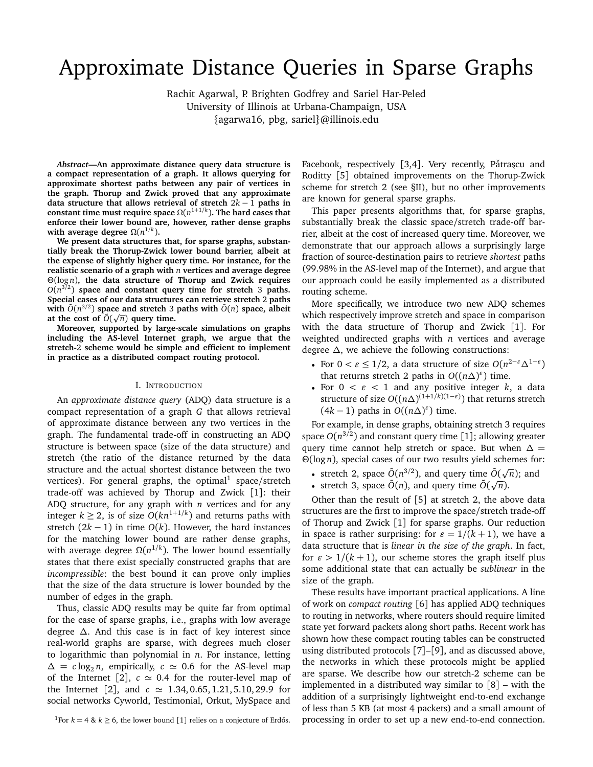# Approximate Distance Queries in Sparse Graphs

Rachit Agarwal, P. Brighten Godfrey and Sariel Har-Peled
University of Illinois at Urbana-Champaign, USA
{agarwa16, pbg, sariel}@illinois.edu

***Abstract*—An approximate distance query data structure is a compact representation of a graph. It allows querying for approximate shortest paths between any pair of vertices in the graph. Thorup and Zwick proved that any approximate data structure that allows retrieval of stretch $2k-1$ paths in constant time must require space $\Omega(n^{1+1/k})$. The hard cases that enforce their lower bound are, however, rather dense graphs with average degree $\Omega(n^{1/k})$.**

**We present data structures that, for sparse graphs, substantially break the Thorup-Zwick lower bound barrier, albeit at the expense of slightly higher query time. For instance, for the realistic scenario of a graph with $n$ vertices and average degree $\Theta(\log n)$, the data structure of Thorup and Zwick requires $O(n^{3/2})$ space and constant query time for stretch 3 paths. Special cases of our data structures can retrieve stretch 2 paths with $\tilde{O}(n^{3/2})$ space and stretch 3 paths with $\tilde{O}(n)$ space, albeit at the cost of $\tilde{O}(\sqrt{n})$ query time.**

**Moreover, supported by large-scale simulations on graphs including the AS-level Internet graph, we argue that the stretch-2 scheme would be simple and efficient to implement in practice as a distributed compact routing protocol.**

## I. Introduction

An *approximate distance query* (ADQ) data structure is a compact representation of a graph $G$ that allows retrieval of approximate distance between any two vertices in the graph. The fundamental trade-off in constructing an ADQ structure is between space (size of the data structure) and stretch (the ratio of the distance returned by the data structure and the actual shortest distance between the two vertices). For general graphs, the optimal[1] space/stretch trade-off was achieved by Thorup and Zwick [1]: their ADQ structure, for any graph with $n$ vertices and for any integer $k \geq 2$, is of size $O(kn^{1+1/k})$ and returns paths with stretch $(2k-1)$ in time $O(k)$. However, the hard instances for the matching lower bound are rather dense graphs, with average degree $\Omega(n^{1/k})$. The lower bound essentially states that there exist specially constructed graphs that are *incompressible*: the best bound it can prove only implies that the size of the data structure is lower bounded by the number of edges in the graph.

Thus, classic ADQ results may be quite far from optimal for the case of sparse graphs, i.e., graphs with low average degree $\Delta$. And this case is in fact of key interest since real-world graphs are sparse, with degrees much closer to logarithmic than polynomial in $n$. For instance, letting $\Delta = c\log_2 n$, empirically, $c \simeq 0.6$ for the AS-level map of the Internet [2], $c \simeq 0.4$ for the router-level map of the Internet [2], and $c \simeq 1.34, 0.65, 1.21, 5.10, 29.9$ for social networks Cyworld, Testimonial, Orkut, MySpace and Facebook, respectively [3,4]. Very recently, Pătraşcu and Roditty [5] obtained improvements on the Thorup-Zwick scheme for stretch 2 (see §II), but no other improvements are known for general sparse graphs.

This paper presents algorithms that, for sparse graphs, substantially break the classic space/stretch trade-off barrier, albeit at the cost of increased query time. Moreover, we demonstrate that our approach allows a surprisingly large fraction of source-destination pairs to retrieve *shortest* paths (99.98% in the AS-level map of the Internet), and argue that our approach could be easily implemented as a distributed routing scheme.

More specifically, we introduce two new ADQ schemes which respectively improve stretch and space in comparison with the data structure of Thorup and Zwick [1]. For weighted undirected graphs with $n$ vertices and average degree $\Delta$, we achieve the following constructions:

- For $0 < \varepsilon \leq 1/2$, a data structure of size $O(n^{2-\varepsilon}\Delta^{1-\varepsilon})$ that returns stretch 2 paths in $O((n\Delta)^{\varepsilon})$ time.
- For $0 < \varepsilon < 1$ and any positive integer $k$, a data structure of size $O((n\Delta)^{(1+1/k)(1-\varepsilon)})$ that returns stretch $(4k-1)$ paths in $O((n\Delta)^{\varepsilon})$ time.

For example, in dense graphs, obtaining stretch 3 requires space $O(n^{3/2})$ and constant query time [1]; allowing greater query time cannot help stretch or space. But when $\Delta = \Theta(\log n)$, special cases of our two results yield schemes for:

- stretch 2, space $\tilde{O}(n^{3/2})$, and query time $\tilde{O}(\sqrt{n})$; and
- stretch 3, space $\tilde{O}(n)$, and query time $\tilde{O}(\sqrt{n})$.

Other than the result of [5] at stretch 2, the above data structures are the first to improve the space/stretch trade-off of Thorup and Zwick [1] for sparse graphs. Our reduction in space is rather surprising: for $\varepsilon = 1/(k+1)$, we have a data structure that is *linear in the size of the graph*. In fact, for $\varepsilon > 1/(k+1)$, our scheme stores the graph itself plus some additional state that can actually be *sublinear* in the size of the graph.

These results have important practical applications. A line of work on *compact routing* [6] has applied ADQ techniques to routing in networks, where routers should require limited state yet forward packets along short paths. Recent work has shown how these compact routing tables can be constructed using distributed protocols [7]–[9], and as discussed above, the networks in which these protocols might be applied are sparse. We describe how our stretch-2 scheme can be implemented in a distributed way similar to [8] – with the addition of a surprisingly lightweight end-to-end exchange of less than 5 KB (at most 4 packets) and a small amount of processing in order to set up a new end-to-end connection.

[1] For $k = 4$ & $k \geq 6$, the lower bound [1] relies on a conjecture of Erdős.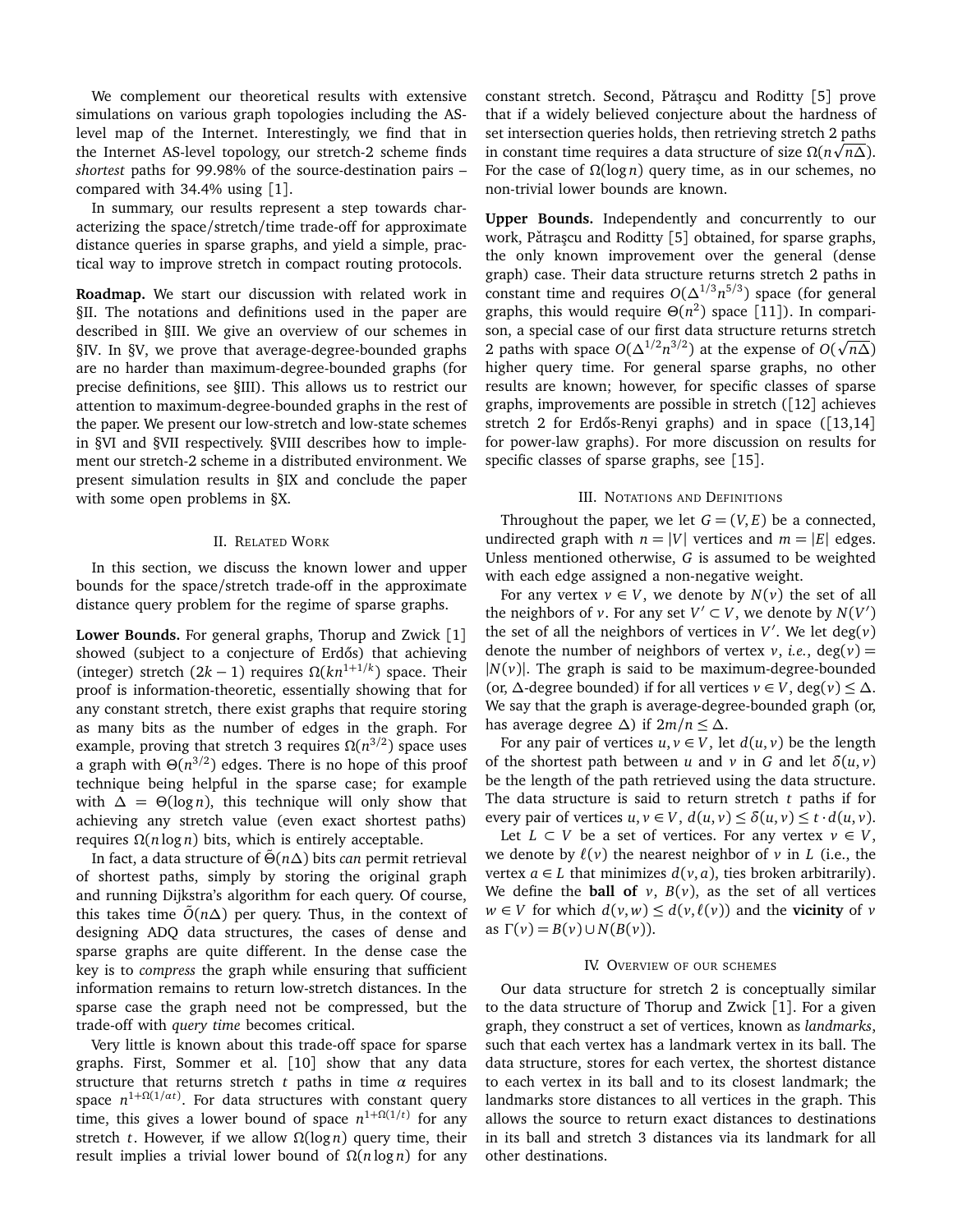We complement our theoretical results with extensive simulations on various graph topologies including the AS-level map of the Internet. Interestingly, we find that in the Internet AS-level topology, our stretch-2 scheme finds *shortest* paths for 99.98% of the source-destination pairs – compared with 34.4% using [1].

In summary, our results represent a step towards characterizing the space/stretch/time trade-off for approximate distance queries in sparse graphs, and yield a simple, practical way to improve stretch in compact routing protocols.

**Roadmap.** We start our discussion with related work in §II. The notations and definitions used in the paper are described in §III. We give an overview of our schemes in §IV. In §V, we prove that average-degree-bounded graphs are no harder than maximum-degree-bounded graphs (for precise definitions, see §III). This allows us to restrict our attention to maximum-degree-bounded graphs in the rest of the paper. We present our low-stretch and low-state schemes in §VI and §VII respectively. §VIII describes how to implement our stretch-2 scheme in a distributed environment. We present simulation results in §IX and conclude the paper with some open problems in §X.

## II. Related Work

In this section, we discuss the known lower and upper bounds for the space/stretch trade-off in the approximate distance query problem for the regime of sparse graphs.

**Lower Bounds.** For general graphs, Thorup and Zwick [1] showed (subject to a conjecture of Erdős) that achieving (integer) stretch $(2k-1)$ requires $\Omega(kn^{1+1/k})$ space. Their proof is information-theoretic, essentially showing that for any constant stretch, there exist graphs that require storing as many bits as the number of edges in the graph. For example, proving that stretch 3 requires $\Omega(n^{3/2})$ space uses a graph with $\Theta(n^{3/2})$ edges. There is no hope of this proof technique being helpful in the sparse case; for example with $\Delta = \Theta(\log n)$, this technique will only show that achieving any stretch value (even exact shortest paths) requires $\Omega(n \log n)$ bits, which is entirely acceptable.

In fact, a data structure of $\tilde{\Theta}(n\Delta)$ bits *can* permit retrieval of shortest paths, simply by storing the original graph and running Dijkstra's algorithm for each query. Of course, this takes time $\tilde{O}(n\Delta)$ per query. Thus, in the context of designing ADQ data structures, the cases of dense and sparse graphs are quite different. In the dense case the key is to *compress* the graph while ensuring that sufficient information remains to return low-stretch distances. In the sparse case the graph need not be compressed, but the trade-off with *query time* becomes critical.

Very little is known about this trade-off space for sparse graphs. First, Sommer et al. [10] show that any data structure that returns stretch $t$ paths in time $\alpha$ requires space $n^{1+\Omega(1/\alpha t)}$. For data structures with constant query time, this gives a lower bound of space $n^{1+\Omega(1/t)}$ for any stretch $t$. However, if we allow $\Omega(\log n)$ query time, their result implies a trivial lower bound of $\Omega(n \log n)$ for any constant stretch. Second, Pătraşcu and Roditty [5] prove that if a widely believed conjecture about the hardness of set intersection queries holds, then retrieving stretch 2 paths in constant time requires a data structure of size $\Omega(n\sqrt{n\Delta})$. For the case of $\Omega(\log n)$ query time, as in our schemes, no non-trivial lower bounds are known.

**Upper Bounds.** Independently and concurrently to our work, Pătraşcu and Roditty [5] obtained, for sparse graphs, the only known improvement over the general (dense graph) case. Their data structure returns stretch 2 paths in constant time and requires $O(\Delta^{1/3}n^{5/3})$ space (for general graphs, this would require $\Theta(n^2)$ space [11]). In comparison, a special case of our first data structure returns stretch 2 paths with space $O(\Delta^{1/2}n^{3/2})$ at the expense of $O(\sqrt{n\Delta})$ higher query time. For general sparse graphs, no other results are known; however, for specific classes of sparse graphs, improvements are possible in stretch ([12] achieves stretch 2 for Erdős-Renyi graphs) and in space ([13,14] for power-law graphs). For more discussion on results for specific classes of sparse graphs, see [15].

## III. Notations and Definitions

Throughout the paper, we let $G = (V, E)$ be a connected, undirected graph with $n = |V|$ vertices and $m = |E|$ edges. Unless mentioned otherwise, $G$ is assumed to be weighted with each edge assigned a non-negative weight.

For any vertex $v \in V$, we denote by $N(v)$ the set of all the neighbors of $v$. For any set $V' \subset V$, we denote by $N(V')$ the set of all the neighbors of vertices in $V'$. We let $\deg(v)$ denote the number of neighbors of vertex $v$, *i.e.*, $\deg(v) = |N(v)|$. The graph is said to be maximum-degree-bounded (or, $\Delta$-degree bounded) if for all vertices $v \in V$, $\deg(v) \leq \Delta$. We say that the graph is average-degree-bounded graph (or, has average degree $\Delta$) if $2m/n \leq \Delta$.

For any pair of vertices $u, v \in V$, let $d(u, v)$ be the length of the shortest path between $u$ and $v$ in $G$ and let $\delta(u, v)$ be the length of the path retrieved using the data structure. The data structure is said to return stretch $t$ paths if for every pair of vertices $u, v \in V$, $d(u, v) \leq \delta(u, v) \leq t \cdot d(u, v)$.

Let $L \subset V$ be a set of vertices. For any vertex $v \in V$, we denote by $\ell(v)$ the nearest neighbor of $v$ in $L$ (i.e., the vertex $a \in L$ that minimizes $d(v, a)$, ties broken arbitrarily). We define the **ball of** $v$, $B(v)$, as the set of all vertices $w \in V$ for which $d(v, w) \leq d(v, \ell(v))$ and the **vicinity** of $v$ as $\Gamma(v) = B(v) \cup N(B(v))$.

## IV. Overview of our schemes

Our data structure for stretch 2 is conceptually similar to the data structure of Thorup and Zwick [1]. For a given graph, they construct a set of vertices, known as *landmarks*, such that each vertex has a landmark vertex in its ball. The data structure, stores for each vertex, the shortest distance to each vertex in its ball and to its closest landmark; the landmarks store distances to all vertices in the graph. This allows the source to return exact distances to destinations in its ball and stretch 3 distances via its landmark for all other destinations.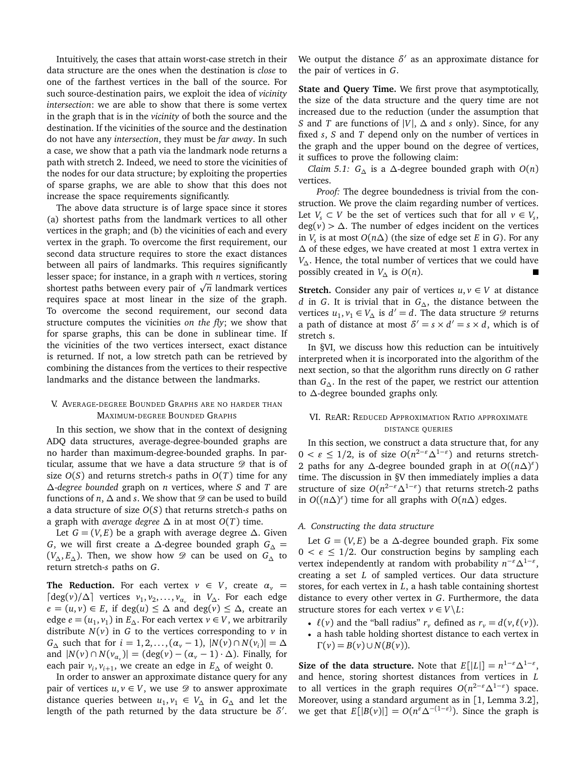Intuitively, the cases that attain worst-case stretch in their data structure are the ones when the destination is *close* to one of the farthest vertices in the ball of the source. For such source-destination pairs, we exploit the idea of *vicinity intersection*: we are able to show that there is some vertex in the graph that is in the *vicinity* of both the source and the destination. If the vicinities of the source and the destination do not have any *intersection*, they must be *far away*. In such a case, we show that a path via the landmark node returns a path with stretch 2. Indeed, we need to store the vicinities of the nodes for our data structure; by exploiting the properties of sparse graphs, we are able to show that this does not increase the space requirements significantly.

The above data structure is of large space since it stores (a) shortest paths from the landmark vertices to all other vertices in the graph; and (b) the vicinities of each and every vertex in the graph. To overcome the first requirement, our second data structure requires to store the exact distances between all pairs of landmarks. This requires significantly lesser space; for instance, in a graph with $n$ vertices, storing shortest paths between every pair of $\sqrt{n}$ landmark vertices requires space at most linear in the size of the graph. To overcome the second requirement, our second data structure computes the vicinities *on the fly*; we show that for sparse graphs, this can be done in sublinear time. If the vicinities of the two vertices intersect, exact distance is returned. If not, a low stretch path can be retrieved by combining the distances from the vertices to their respective landmarks and the distance between the landmarks.

## V. Average-degree Bounded Graphs are no harder than Maximum-degree Bounded Graphs

In this section, we show that in the context of designing ADQ data structures, average-degree-bounded graphs are no harder than maximum-degree-bounded graphs. In particular, assume that we have a data structure $\mathscr{D}$ that is of size $O(S)$ and returns stretch-$s$ paths in $O(T)$ time for any $\Delta$*-degree bounded* graph on $n$ vertices, where $S$ and $T$ are functions of $n$, $\Delta$ and $s$. We show that $\mathscr{D}$ can be used to build a data structure of size $O(S)$ that returns stretch-$s$ paths on a graph with *average degree* $\Delta$ in at most $O(T)$ time.

Let $G = (V, E)$ be a graph with average degree $\Delta$. Given $G$, we will first create a $\Delta$-degree bounded graph $G_\Delta = (V_\Delta, E_\Delta)$. Then, we show how $\mathscr{D}$ can be used on $G_\Delta$ to return stretch-$s$ paths on $G$.

**The Reduction.** For each vertex $v \in V$, create $\alpha_v = \lceil \deg(v)/\Delta \rceil$ vertices $v_1, v_2, \ldots, v_{\alpha_v}$ in $V_\Delta$. For each edge $e = (u, v) \in E$, if $\deg(u) \leq \Delta$ and $\deg(v) \leq \Delta$, create an edge $e = (u_1, v_1)$ in $E_\Delta$. For each vertex $v \in V$, we arbitrarily distribute $N(v)$ in $G$ to the vertices corresponding to $v$ in $G_\Delta$ such that for $i = 1, 2, \ldots, (\alpha_v - 1)$, $|N(v) \cap N(v_i)| = \Delta$ and $|N(v) \cap N(v_{\alpha_v})| = (\deg(v) - (\alpha_v - 1) \cdot \Delta)$. Finally, for each pair $v_i, v_{i+1}$, we create an edge in $E_\Delta$ of weight 0.

In order to answer an approximate distance query for any pair of vertices $u, v \in V$, we use $\mathscr{D}$ to answer approximate distance queries between $u_1, v_1 \in V_\Delta$ in $G_\Delta$ and let the length of the path returned by the data structure be $\delta'$. We output the distance $\delta'$ as an approximate distance for the pair of vertices in $G$.

**State and Query Time.** We first prove that asymptotically, the size of the data structure and the query time are not increased due to the reduction (under the assumption that $S$ and $T$ are functions of $|V|$, $\Delta$ and $s$ only). Since, for any fixed $s$, $S$ and $T$ depend only on the number of vertices in the graph and the upper bound on the degree of vertices, it suffices to prove the following claim:

*Claim 5.1:* $G_\Delta$ is a $\Delta$-degree bounded graph with $O(n)$ vertices.

*Proof:* The degree boundedness is trivial from the construction. We prove the claim regarding number of vertices. Let $V_s \subset V$ be the set of vertices such that for all $v \in V_s$, $\deg(v) > \Delta$. The number of edges incident on the vertices in $V_s$ is at most $O(n\Delta)$ (the size of edge set $E$ in $G$). For any $\Delta$ of these edges, we have created at most 1 extra vertex in $V_\Delta$. Hence, the total number of vertices that we could have possibly created in $V_\Delta$ is $O(n)$. ■

**Stretch.** Consider any pair of vertices $u, v \in V$ at distance $d$ in $G$. It is trivial that in $G_\Delta$, the distance between the vertices $u_1, v_1 \in V_\Delta$ is $d' = d$. The data structure $\mathscr{D}$ returns a path of distance at most $\delta' = s \times d' = s \times d$, which is of stretch s.

In §VI, we discuss how this reduction can be intuitively interpreted when it is incorporated into the algorithm of the next section, so that the algorithm runs directly on $G$ rather than $G_\Delta$. In the rest of the paper, we restrict our attention to $\Delta$-degree bounded graphs only.

## VI. ReAR: Reduced Approximation Ratio approximate distance queries

In this section, we construct a data structure that, for any $0 < \varepsilon \leq 1/2$, is of size $O(n^{2-\varepsilon}\Delta^{1-\varepsilon})$ and returns stretch-2 paths for any $\Delta$-degree bounded graph in at $O((n\Delta)^{\varepsilon})$ time. The discussion in §V then immediately implies a data structure of size $O(n^{2-\varepsilon}\Delta^{1-\varepsilon})$ that returns stretch-2 paths in $O((n\Delta)^{\varepsilon})$ time for all graphs with $O(n\Delta)$ edges.

### A. Constructing the data structure

Let $G = (V, E)$ be a $\Delta$-degree bounded graph. Fix some $0 < \epsilon \leq 1/2$. Our construction begins by sampling each vertex independently at random with probability $n^{-\varepsilon}\Delta^{1-\varepsilon}$, creating a set $L$ of sampled vertices. Our data structure stores, for each vertex in $L$, a hash table containing shortest distance to every other vertex in $G$. Furthermore, the data structure stores for each vertex $v \in V \backslash L$:

- $\ell(v)$ and the "ball radius" $r_v$ defined as $r_v = d(v, \ell(v))$.
- a hash table holding shortest distance to each vertex in $\Gamma(v) = B(v) \cup N(B(v))$.

**Size of the data structure.** Note that $E[|L|] = n^{1-\varepsilon}\Delta^{1-\varepsilon}$, and hence, storing shortest distances from vertices in $L$ to all vertices in the graph requires $O(n^{2-\varepsilon}\Delta^{1-\varepsilon})$ space. Moreover, using a standard argument as in [1, Lemma 3.2], we get that $E[|B(v)|] = O(n^{\varepsilon}\Delta^{-(1-\varepsilon)})$. Since the graph is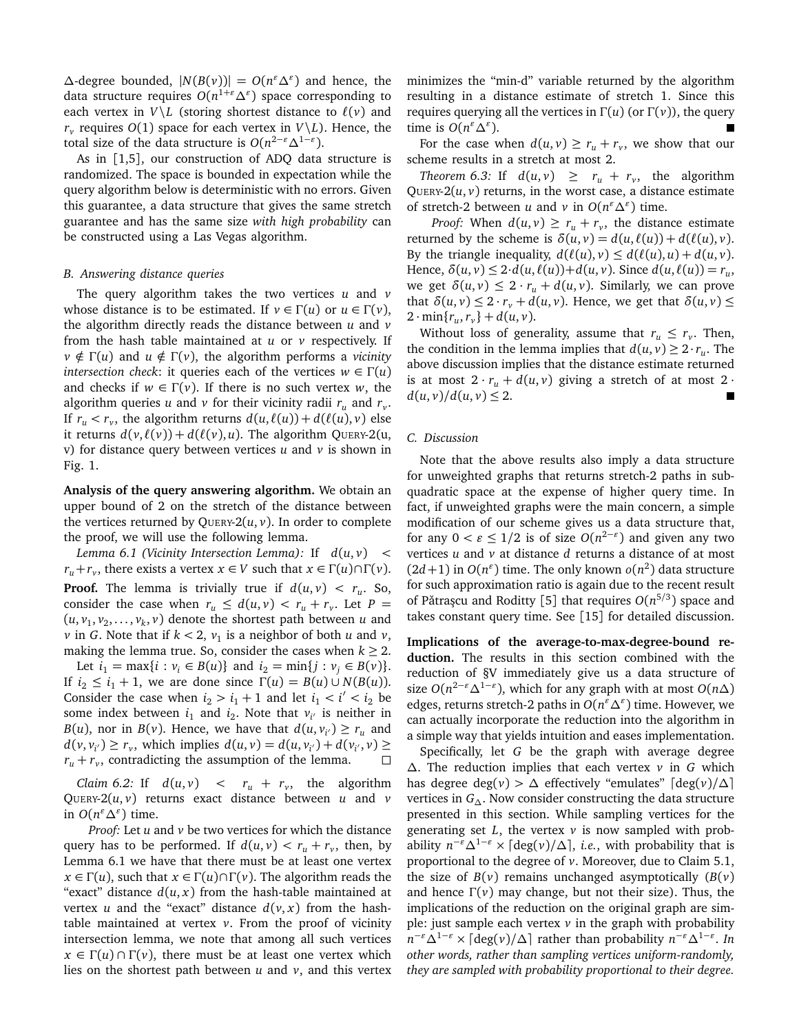$\Delta$-degree bounded, $|N(B(v))| = O(n^{\varepsilon}\Delta^{\varepsilon})$ and hence, the data structure requires $O(n^{1+\varepsilon}\Delta^{\varepsilon})$ space corresponding to each vertex in $V\setminus L$ (storing shortest distance to $\ell(v)$ and $r_v$ requires $O(1)$ space for each vertex in $V\setminus L$). Hence, the total size of the data structure is $O(n^{2-\varepsilon}\Delta^{1-\varepsilon})$.

As in [1,5], our construction of ADQ data structure is randomized. The space is bounded in expectation while the query algorithm below is deterministic with no errors. Given this guarantee, a data structure that gives the same stretch guarantee and has the same size *with high probability* can be constructed using a Las Vegas algorithm.

### B. Answering distance queries

The query algorithm takes the two vertices $u$ and $v$ whose distance is to be estimated. If $v \in \Gamma(u)$ or $u \in \Gamma(v)$, the algorithm directly reads the distance between $u$ and $v$ from the hash table maintained at $u$ or $v$ respectively. If $v \notin \Gamma(u)$ and $u \notin \Gamma(v)$, the algorithm performs a *vicinity intersection check*: it queries each of the vertices $w \in \Gamma(u)$ and checks if $w \in \Gamma(v)$. If there is no such vertex $w$, the algorithm queries $u$ and $v$ for their vicinity radii $r_u$ and $r_v$. If $r_u < r_v$, the algorithm returns $d(u,\ell(u)) + d(\ell(u), v)$ else it returns $d(v,\ell(v)) + d(\ell(v), u)$. The algorithm Query-2(u, v) for distance query between vertices $u$ and $v$ is shown in Fig. 1.

**Analysis of the query answering algorithm.** We obtain an upper bound of 2 on the stretch of the distance between the vertices returned by Query-2$(u,v)$. In order to complete the proof, we will use the following lemma.

*Lemma 6.1 (Vicinity Intersection Lemma):* If $d(u,v) < r_u + r_v$, there exists a vertex $x \in V$ such that $x \in \Gamma(u) \cap \Gamma(v)$.

**Proof.** The lemma is trivially true if $d(u,v) < r_u$. So, consider the case when $r_u \leq d(u,v) < r_u + r_v$. Let $P = (u, v_1, v_2, \ldots, v_k, v)$ denote the shortest path between $u$ and $v$ in $G$. Note that if $k < 2$, $v_1$ is a neighbor of both $u$ and $v$, making the lemma true. So, consider the cases when $k \geq 2$.

Let $i_1 = \max\{i : v_i \in B(u)\}$ and $i_2 = \min\{j : v_j \in B(v)\}$. If $i_2 \leq i_1 + 1$, we are done since $\Gamma(u) = B(u) \cup N(B(u))$. Consider the case when $i_2 > i_1 + 1$ and let $i_1 < i' < i_2$ be some index between $i_1$ and $i_2$. Note that $v_{i'}$ is neither in $B(u)$, nor in $B(v)$. Hence, we have that $d(u, v_{i'}) \geq r_u$ and $d(v, v_{i'}) \geq r_v$, which implies $d(u,v) = d(u, v_{i'}) + d(v_{i'}, v) \geq r_u + r_v$, contradicting the assumption of the lemma. □

*Claim 6.2:* If $d(u,v) < r_u + r_v$, the algorithm Query-2$(u,v)$ returns exact distance between $u$ and $v$ in $O(n^{\varepsilon}\Delta^{\varepsilon})$ time.

*Proof:* Let $u$ and $v$ be two vertices for which the distance query has to be performed. If $d(u,v) < r_u + r_v$, then, by Lemma 6.1 we have that there must be at least one vertex $x \in \Gamma(u)$, such that $x \in \Gamma(u) \cap \Gamma(v)$. The algorithm reads the "exact" distance $d(u,x)$ from the hash-table maintained at vertex $u$ and the "exact" distance $d(v,x)$ from the hash-table maintained at vertex $v$. From the proof of vicinity intersection lemma, we note that among all such vertices $x \in \Gamma(u) \cap \Gamma(v)$, there must be at least one vertex which lies on the shortest path between $u$ and $v$, and this vertex minimizes the "min-d" variable returned by the algorithm resulting in a distance estimate of stretch 1. Since this requires querying all the vertices in $\Gamma(u)$ (or $\Gamma(v)$), the query time is $O(n^{\varepsilon}\Delta^{\varepsilon})$. ■

For the case when $d(u,v) \geq r_u + r_v$, we show that our scheme results in a stretch at most 2.

*Theorem 6.3:* If $d(u,v) \geq r_u + r_v$, the algorithm Query-2$(u,v)$ returns, in the worst case, a distance estimate of stretch-2 between $u$ and $v$ in $O(n^{\varepsilon}\Delta^{\varepsilon})$ time.

*Proof:* When $d(u,v) \geq r_u + r_v$, the distance estimate returned by the scheme is $\delta(u,v) = d(u,\ell(u)) + d(\ell(u), v)$. By the triangle inequality, $d(\ell(u), v) \leq d(\ell(u), u) + d(u,v)$. Hence, $\delta(u,v) \leq 2 \cdot d(u,\ell(u)) + d(u,v)$. Since $d(u,\ell(u)) = r_u$, we get $\delta(u,v) \leq 2 \cdot r_u + d(u,v)$. Similarly, we can prove that $\delta(u,v) \leq 2 \cdot r_v + d(u,v)$. Hence, we get that $\delta(u,v) \leq 2 \cdot \min\{r_u, r_v\} + d(u,v)$.

Without loss of generality, assume that $r_u \leq r_v$. Then, the condition in the lemma implies that $d(u,v) \geq 2 \cdot r_u$. The above discussion implies that the distance estimate returned is at most $2 \cdot r_u + d(u,v)$ giving a stretch of at most $2 \cdot d(u,v)/d(u,v) \leq 2$. ■

### C. Discussion

Note that the above results also imply a data structure for unweighted graphs that returns stretch-2 paths in sub-quadratic space at the expense of higher query time. In fact, if unweighted graphs were the main concern, a simple modification of our scheme gives us a data structure that, for any $0 < \varepsilon \leq 1/2$ is of size $O(n^{2-\varepsilon})$ and given any two vertices $u$ and $v$ at distance $d$ returns a distance of at most $(2d+1)$ in $O(n^{\varepsilon})$ time. The only known $o(n^2)$ data structure for such approximation ratio is again due to the recent result of Pătraşcu and Roditty [5] that requires $O(n^{5/3})$ space and takes constant query time. See [15] for detailed discussion.

**Implications of the average-to-max-degree-bound reduction.** The results in this section combined with the reduction of §V immediately give us a data structure of size $O(n^{2-\varepsilon}\Delta^{1-\varepsilon})$, which for any graph with at most $O(n\Delta)$ edges, returns stretch-2 paths in $O(n^{\varepsilon}\Delta^{\varepsilon})$ time. However, we can actually incorporate the reduction into the algorithm in a simple way that yields intuition and eases implementation.

Specifically, let $G$ be the graph with average degree $\Delta$. The reduction implies that each vertex $v$ in $G$ which has degree $\deg(v) > \Delta$ effectively "emulates" $\lceil \deg(v)/\Delta \rceil$ vertices in $G_{\Delta}$. Now consider constructing the data structure presented in this section. While sampling vertices for the generating set $L$, the vertex $v$ is now sampled with probability $n^{-\varepsilon}\Delta^{1-\varepsilon} \times \lceil \deg(v)/\Delta \rceil$, *i.e.*, with probability that is proportional to the degree of $v$. Moreover, due to Claim 5.1, the size of $B(v)$ remains unchanged asymptotically ($B(v)$ and hence $\Gamma(v)$ may change, but not their size). Thus, the implications of the reduction on the original graph are simple: just sample each vertex $v$ in the graph with probability $n^{-\varepsilon}\Delta^{1-\varepsilon} \times \lceil \deg(v)/\Delta \rceil$ rather than probability $n^{-\varepsilon}\Delta^{1-\varepsilon}$. *In other words, rather than sampling vertices uniform-randomly, they are sampled with probability proportional to their degree.*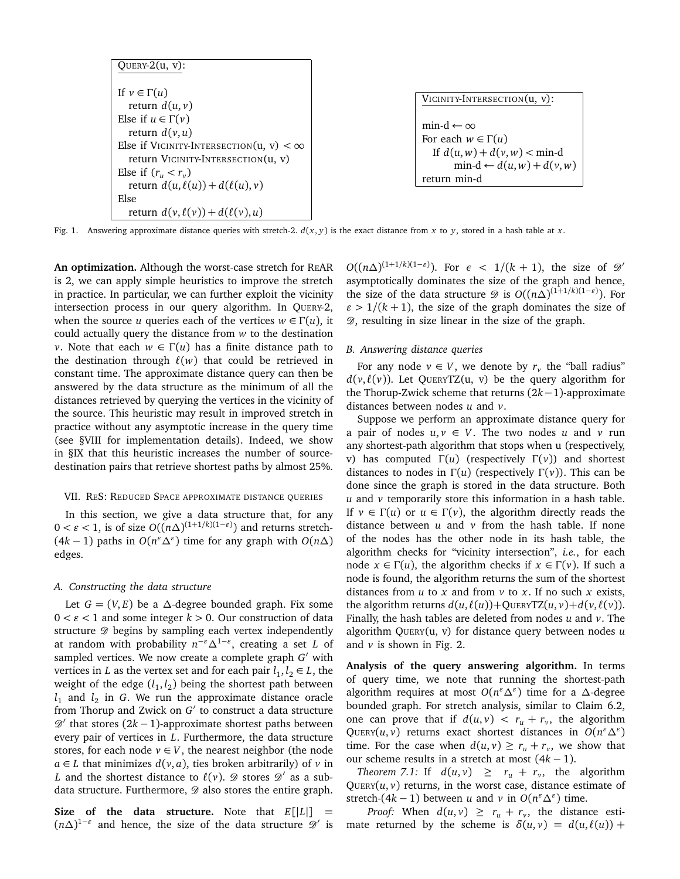```
QUERY-2(u, v):

If v ∈ Γ(u)
   return d(u,v)
Else if u ∈ Γ(v)
   return d(v,u)
Else if VICINITY-INTERSECTION(u, v) < ∞
   return VICINITY-INTERSECTION(u, v)
Else if (r_u < r_v)
   return d(u,ℓ(u)) + d(ℓ(u),v)
Else
   return d(v,ℓ(v)) + d(ℓ(v),u)
```

```
VICINITY-INTERSECTION(u, v):

min-d ← ∞
For each w ∈ Γ(u)
   If d(u,w) + d(v,w) < min-d
      min-d ← d(u,w) + d(v,w)
return min-d
```

Fig. 1. Answering approximate distance queries with stretch-2. $d(x,y)$ is the exact distance from $x$ to $y$, stored in a hash table at $x$.

**An optimization.** Although the worst-case stretch for ReAR is 2, we can apply simple heuristics to improve the stretch in practice. In particular, we can further exploit the vicinity intersection process in our query algorithm. In Query-2, when the source $u$ queries each of the vertices $w \in \Gamma(u)$, it could actually query the distance from $w$ to the destination $v$. Note that each $w \in \Gamma(u)$ has a finite distance path to the destination through $\ell(w)$ that could be retrieved in constant time. The approximate distance query can then be answered by the data structure as the minimum of all the distances retrieved by querying the vertices in the vicinity of the source. This heuristic may result in improved stretch in practice without any asymptotic increase in the query time (see §VIII for implementation details). Indeed, we show in §IX that this heuristic increases the number of source-destination pairs that retrieve shortest paths by almost 25%.

## VII. ReS: Reduced Space approximate distance queries

In this section, we give a data structure that, for any $0 < \varepsilon < 1$, is of size $O((n\Delta)^{(1+1/k)(1-\varepsilon)})$ and returns stretch-$(4k-1)$ paths in $O(n^{\varepsilon}\Delta^{\varepsilon})$ time for any graph with $O(n\Delta)$ edges.

### A. Constructing the data structure

Let $G = (V,E)$ be a $\Delta$-degree bounded graph. Fix some $0 < \varepsilon < 1$ and some integer $k > 0$. Our construction of data structure $\mathscr{D}$ begins by sampling each vertex independently at random with probability $n^{-\varepsilon}\Delta^{1-\varepsilon}$, creating a set $L$ of sampled vertices. We now create a complete graph $G'$ with vertices in $L$ as the vertex set and for each pair $l_1, l_2 \in L$, the weight of the edge $(l_1, l_2)$ being the shortest path between $l_1$ and $l_2$ in $G$. We run the approximate distance oracle from Thorup and Zwick on $G'$ to construct a data structure $\mathscr{D}'$ that stores $(2k-1)$-approximate shortest paths between every pair of vertices in $L$. Furthermore, the data structure stores, for each node $v \in V$, the nearest neighbor (the node $a \in L$ that minimizes $d(v,a)$, ties broken arbitrarily) of $v$ in $L$ and the shortest distance to $\ell(v)$. $\mathscr{D}$ stores $\mathscr{D}'$ as a sub-data structure. Furthermore, $\mathscr{D}$ also stores the entire graph.

**Size of the data structure.** Note that $E[|L|] = (n\Delta)^{1-\varepsilon}$ and hence, the size of the data structure $\mathscr{D}'$ is $O((n\Delta)^{(1+1/k)(1-\varepsilon)})$. For $\epsilon < 1/(k+1)$, the size of $\mathscr{D}'$ asymptotically dominates the size of the graph and hence, the size of the data structure $\mathscr{D}$ is $O((n\Delta)^{(1+1/k)(1-\varepsilon)})$. For $\varepsilon > 1/(k+1)$, the size of the graph dominates the size of $\mathscr{D}$, resulting in size linear in the size of the graph.

### B. Answering distance queries

For any node $v \in V$, we denote by $r_v$ the "ball radius" $d(v,\ell(v))$. Let QueryTZ(u, v) be the query algorithm for the Thorup-Zwick scheme that returns $(2k-1)$-approximate distances between nodes $u$ and $v$.

Suppose we perform an approximate distance query for a pair of nodes $u, v \in V$. The two nodes $u$ and $v$ run any shortest-path algorithm that stops when u (respectively, v) has computed $\Gamma(u)$ (respectively $\Gamma(v)$) and shortest distances to nodes in $\Gamma(u)$ (respectively $\Gamma(v)$). This can be done since the graph is stored in the data structure. Both $u$ and $v$ temporarily store this information in a hash table. If $v \in \Gamma(u)$ or $u \in \Gamma(v)$, the algorithm directly reads the distance between $u$ and $v$ from the hash table. If none of the nodes has the other node in its hash table, the algorithm checks for "vicinity intersection", *i.e.*, for each node $x \in \Gamma(u)$, the algorithm checks if $x \in \Gamma(v)$. If such a node is found, the algorithm returns the sum of the shortest distances from $u$ to $x$ and from $v$ to $x$. If no such $x$ exists, the algorithm returns $d(u,\ell(u))+$QueryTZ$(u,v)+d(v,\ell(v))$. Finally, the hash tables are deleted from nodes $u$ and $v$. The algorithm Query(u, v) for distance query between nodes $u$ and $v$ is shown in Fig. 2.

**Analysis of the query answering algorithm.** In terms of query time, we note that running the shortest-path algorithm requires at most $O(n^{\varepsilon}\Delta^{\varepsilon})$ time for a $\Delta$-degree bounded graph. For stretch analysis, similar to Claim 6.2, one can prove that if $d(u,v) < r_u + r_v$, the algorithm Query$(u,v)$ returns exact shortest distances in $O(n^{\varepsilon}\Delta^{\varepsilon})$ time. For the case when $d(u,v) \geq r_u + r_v$, we show that our scheme results in a stretch at most $(4k-1)$.

*Theorem 7.1:* If $d(u,v) \geq r_u + r_v$, the algorithm Query$(u,v)$ returns, in the worst case, distance estimate of stretch-$(4k-1)$ between $u$ and $v$ in $O(n^{\varepsilon}\Delta^{\varepsilon})$ time.

*Proof:* When $d(u,v) \geq r_u + r_v$, the distance estimate returned by the scheme is $\delta(u,v) = d(u,\ell(u)) +$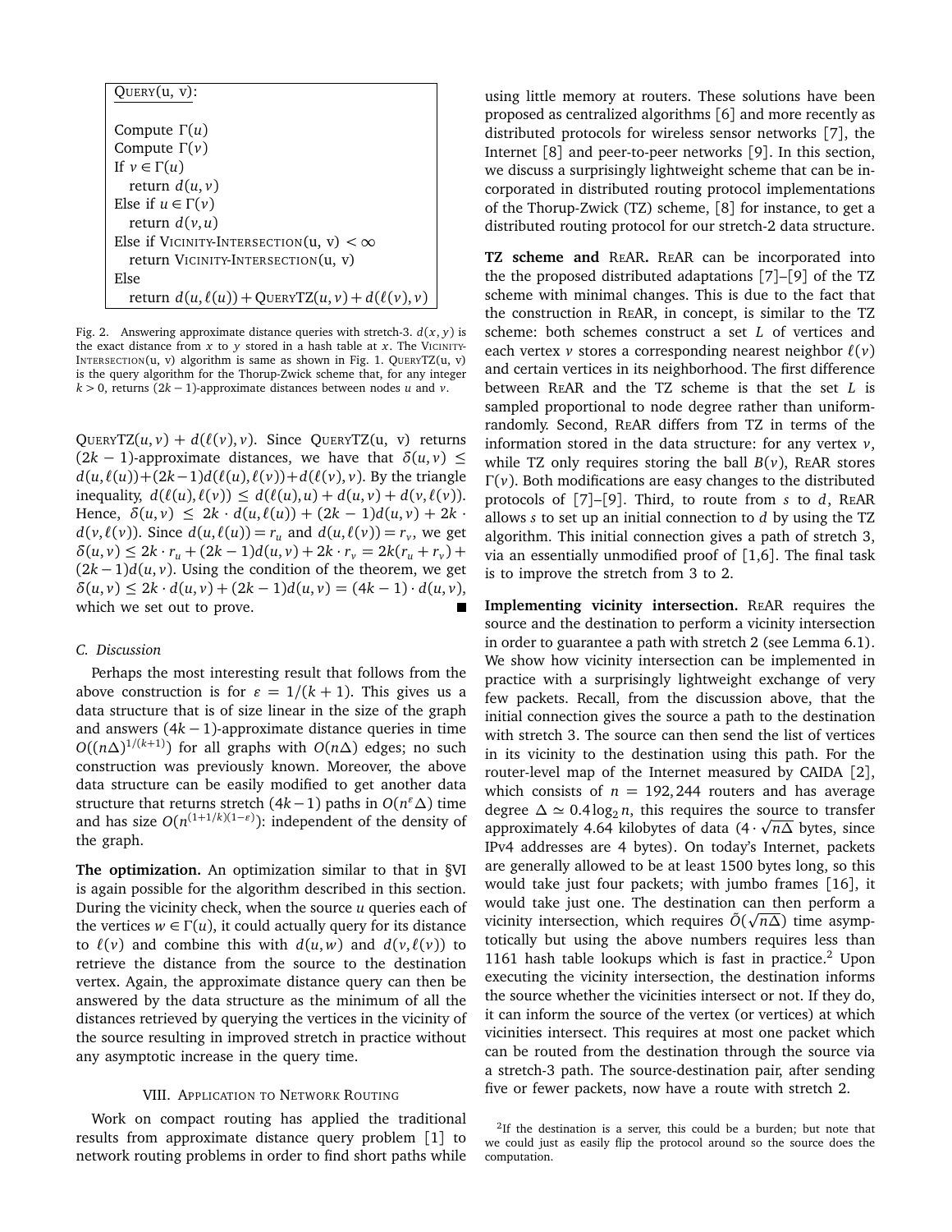```
QUERY(u, v):

Compute Γ(u)
Compute Γ(v)
If v ∈ Γ(u)
  return d(u, v)
Else if u ∈ Γ(v)
  return d(v, u)
Else if VICINITY-INTERSECTION(u, v) < ∞
  return VICINITY-INTERSECTION(u, v)
Else
  return d(u, ℓ(u)) + QUERYTZ(u, v) + d(ℓ(v), v)
```

Fig. 2. Answering approximate distance queries with stretch-3. $d(x, y)$ is the exact distance from $x$ to $y$ stored in a hash table at $x$. The VICINITY-INTERSECTION(u, v) algorithm is same as shown in Fig. 1. QUERYTZ(u, v) is the query algorithm for the Thorup-Zwick scheme that, for any integer $k > 0$, returns $(2k-1)$-approximate distances between nodes $u$ and $v$.

QUERYTZ$(u, v) + d(\ell(v), v)$. Since QUERYTZ(u, v) returns $(2k-1)$-approximate distances, we have that $\delta(u, v) \leq d(u, \ell(u)) + (2k-1)d(\ell(u), \ell(v)) + d(\ell(v), v)$. By the triangle inequality, $d(\ell(u), \ell(v)) \leq d(\ell(u), u) + d(u, v) + d(v, \ell(v))$. Hence, $\delta(u, v) \leq 2k \cdot d(u, \ell(u)) + (2k-1)d(u, v) + 2k \cdot d(v, \ell(v))$. Since $d(u, \ell(u)) = r_u$ and $d(v, \ell(v)) = r_v$, we get $\delta(u, v) \leq 2k \cdot r_u + (2k-1)d(u, v) + 2k \cdot r_v = 2k(r_u + r_v) + (2k-1)d(u, v)$. Using the condition of the theorem, we get $\delta(u, v) \leq 2k \cdot d(u, v) + (2k-1)d(u, v) = (4k-1) \cdot d(u, v)$, which we set out to prove. ■

### C. Discussion

Perhaps the most interesting result that follows from the above construction is for $\varepsilon = 1/(k+1)$. This gives us a data structure that is of size linear in the size of the graph and answers $(4k-1)$-approximate distance queries in time $O((n\Delta)^{1/(k+1)})$ for all graphs with $O(n\Delta)$ edges; no such construction was previously known. Moreover, the above data structure can be easily modified to get another data structure that returns stretch $(4k-1)$ paths in $O(n^{\varepsilon}\Delta)$ time and has size $O(n^{(1+1/k)(1-\varepsilon)})$: independent of the density of the graph.

**The optimization.** An optimization similar to that in §VI is again possible for the algorithm described in this section. During the vicinity check, when the source $u$ queries each of the vertices $w \in \Gamma(u)$, it could actually query for its distance to $\ell(v)$ and combine this with $d(u, w)$ and $d(v, \ell(v))$ to retrieve the distance from the source to the destination vertex. Again, the approximate distance query can then be answered by the data structure as the minimum of all the distances retrieved by querying the vertices in the vicinity of the source resulting in improved stretch in practice without any asymptotic increase in the query time.

## VIII. Application to Network Routing

Work on compact routing has applied the traditional results from approximate distance query problem [1] to network routing problems in order to find short paths while using little memory at routers. These solutions have been proposed as centralized algorithms [6] and more recently as distributed protocols for wireless sensor networks [7], the Internet [8] and peer-to-peer networks [9]. In this section, we discuss a surprisingly lightweight scheme that can be incorporated in distributed routing protocol implementations of the Thorup-Zwick (TZ) scheme, [8] for instance, to get a distributed routing protocol for our stretch-2 data structure.

**TZ scheme and REAR.** REAR can be incorporated into the the proposed distributed adaptations [7]–[9] of the TZ scheme with minimal changes. This is due to the fact that the construction in REAR, in concept, is similar to the TZ scheme: both schemes construct a set $L$ of vertices and each vertex $v$ stores a corresponding nearest neighbor $\ell(v)$ and certain vertices in its neighborhood. The first difference between REAR and the TZ scheme is that the set $L$ is sampled proportional to node degree rather than uniform-randomly. Second, REAR differs from TZ in terms of the information stored in the data structure: for any vertex $v$, while TZ only requires storing the ball $B(v)$, REAR stores $\Gamma(v)$. Both modifications are easy changes to the distributed protocols of [7]–[9]. Third, to route from $s$ to $d$, REAR allows $s$ to set up an initial connection to $d$ by using the TZ algorithm. This initial connection gives a path of stretch 3, via an essentially unmodified proof of [1,6]. The final task is to improve the stretch from 3 to 2.

**Implementing vicinity intersection.** REAR requires the source and the destination to perform a vicinity intersection in order to guarantee a path with stretch 2 (see Lemma 6.1). We show how vicinity intersection can be implemented in practice with a surprisingly lightweight exchange of very few packets. Recall, from the discussion above, that the initial connection gives the source a path to the destination with stretch 3. The source can then send the list of vertices in its vicinity to the destination using this path. For the router-level map of the Internet measured by CAIDA [2], which consists of $n = 192,244$ routers and has average degree $\Delta \simeq 0.4\log_2 n$, this requires the source to transfer approximately 4.64 kilobytes of data ($4 \cdot \sqrt{n\Delta}$ bytes, since IPv4 addresses are 4 bytes). On today's Internet, packets are generally allowed to be at least 1500 bytes long, so this would take just four packets; with jumbo frames [16], it would take just one. The destination can then perform a vicinity intersection, which requires $\tilde{O}(\sqrt{n\Delta})$ time asymptotically but using the above numbers requires less than 1161 hash table lookups which is fast in practice.[2] Upon executing the vicinity intersection, the destination informs the source whether the vicinities intersect or not. If they do, it can inform the source of the vertex (or vertices) at which vicinities intersect. This requires at most one packet which can be routed from the destination through the source via a stretch-3 path. The source-destination pair, after sending five or fewer packets, now have a route with stretch 2.

[2] If the destination is a server, this could be a burden; but note that we could just as easily flip the protocol around so the source does the computation.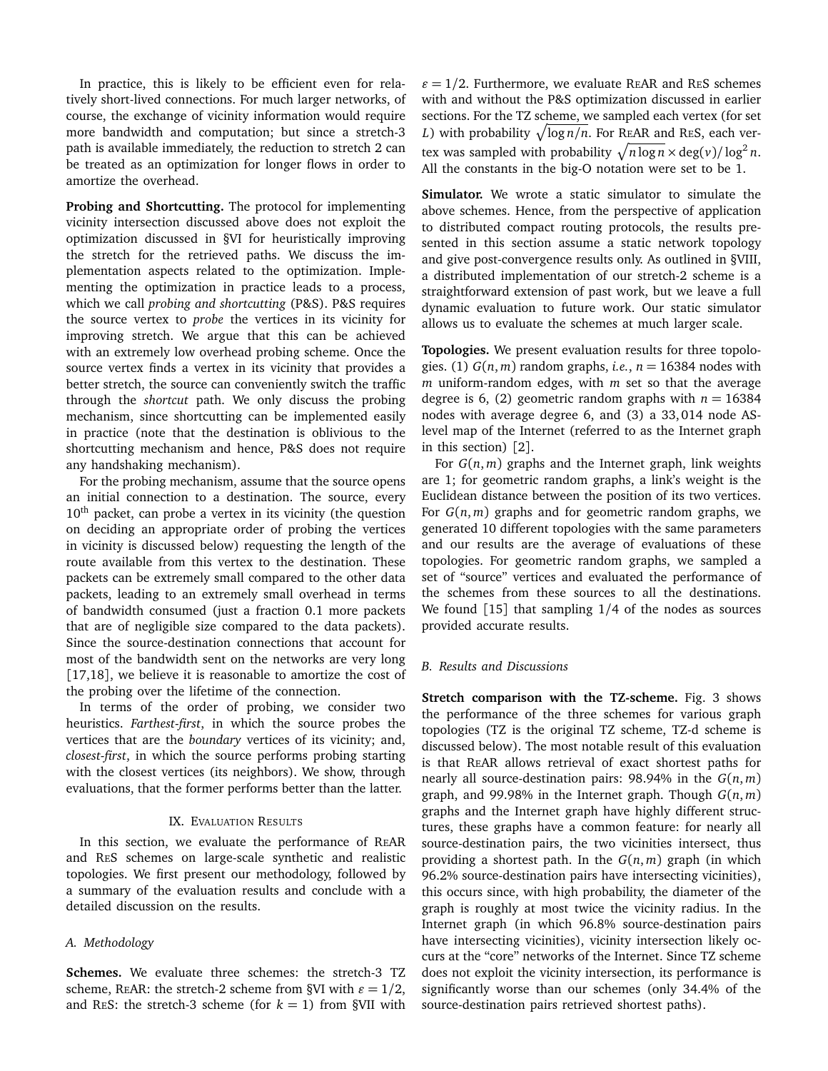In practice, this is likely to be efficient even for relatively short-lived connections. For much larger networks, of course, the exchange of vicinity information would require more bandwidth and computation; but since a stretch-3 path is available immediately, the reduction to stretch 2 can be treated as an optimization for longer flows in order to amortize the overhead.

**Probing and Shortcutting.** The protocol for implementing vicinity intersection discussed above does not exploit the optimization discussed in §VI for heuristically improving the stretch for the retrieved paths. We discuss the implementation aspects related to the optimization. Implementing the optimization in practice leads to a process, which we call *probing and shortcutting* (P&S). P&S requires the source vertex to *probe* the vertices in its vicinity for improving stretch. We argue that this can be achieved with an extremely low overhead probing scheme. Once the source vertex finds a vertex in its vicinity that provides a better stretch, the source can conveniently switch the traffic through the *shortcut* path. We only discuss the probing mechanism, since shortcutting can be implemented easily in practice (note that the destination is oblivious to the shortcutting mechanism and hence, P&S does not require any handshaking mechanism).

For the probing mechanism, assume that the source opens an initial connection to a destination. The source, every $10^{\text{th}}$ packet, can probe a vertex in its vicinity (the question on deciding an appropriate order of probing the vertices in vicinity is discussed below) requesting the length of the route available from this vertex to the destination. These packets can be extremely small compared to the other data packets, leading to an extremely small overhead in terms of bandwidth consumed (just a fraction 0.1 more packets that are of negligible size compared to the data packets). Since the source-destination connections that account for most of the bandwidth sent on the networks are very long [17,18], we believe it is reasonable to amortize the cost of the probing over the lifetime of the connection.

In terms of the order of probing, we consider two heuristics. *Farthest-first*, in which the source probes the vertices that are the *boundary* vertices of its vicinity; and, *closest-first*, in which the source performs probing starting with the closest vertices (its neighbors). We show, through evaluations, that the former performs better than the latter.

## IX. Evaluation Results

In this section, we evaluate the performance of ReAR and ReS schemes on large-scale synthetic and realistic topologies. We first present our methodology, followed by a summary of the evaluation results and conclude with a detailed discussion on the results.

### A. Methodology

**Schemes.** We evaluate three schemes: the stretch-3 TZ scheme, ReAR: the stretch-2 scheme from §VI with $\varepsilon = 1/2$, and ReS: the stretch-3 scheme (for $k = 1$) from §VII with $\varepsilon = 1/2$. Furthermore, we evaluate ReAR and ReS schemes with and without the P&S optimization discussed in earlier sections. For the TZ scheme, we sampled each vertex (for set $L$) with probability $\sqrt{\log n/n}$. For ReAR and ReS, each vertex was sampled with probability $\sqrt{n \log n} \times \deg(v)/\log^2 n$. All the constants in the big-O notation were set to be 1.

**Simulator.** We wrote a static simulator to simulate the above schemes. Hence, from the perspective of application to distributed compact routing protocols, the results presented in this section assume a static network topology and give post-convergence results only. As outlined in §VIII, a distributed implementation of our stretch-2 scheme is a straightforward extension of past work, but we leave a full dynamic evaluation to future work. Our static simulator allows us to evaluate the schemes at much larger scale.

**Topologies.** We present evaluation results for three topologies. (1) $G(n, m)$ random graphs, *i.e.*, $n = 16384$ nodes with $m$ uniform-random edges, with $m$ set so that the average degree is 6, (2) geometric random graphs with $n = 16384$ nodes with average degree 6, and (3) a 33,014 node AS-level map of the Internet (referred to as the Internet graph in this section) [2].

For $G(n, m)$ graphs and the Internet graph, link weights are 1; for geometric random graphs, a link's weight is the Euclidean distance between the position of its two vertices. For $G(n, m)$ graphs and for geometric random graphs, we generated 10 different topologies with the same parameters and our results are the average of evaluations of these topologies. For geometric random graphs, we sampled a set of "source" vertices and evaluated the performance of the schemes from these sources to all the destinations. We found [15] that sampling 1/4 of the nodes as sources provided accurate results.

### B. Results and Discussions

**Stretch comparison with the TZ-scheme.** Fig. 3 shows the performance of the three schemes for various graph topologies (TZ is the original TZ scheme, TZ-d scheme is discussed below). The most notable result of this evaluation is that ReAR allows retrieval of exact shortest paths for nearly all source-destination pairs: 98.94% in the $G(n, m)$ graph, and 99.98% in the Internet graph. Though $G(n, m)$ graphs and the Internet graph have highly different structures, these graphs have a common feature: for nearly all source-destination pairs, the two vicinities intersect, thus providing a shortest path. In the $G(n, m)$ graph (in which 96.2% source-destination pairs have intersecting vicinities), this occurs since, with high probability, the diameter of the graph is roughly at most twice the vicinity radius. In the Internet graph (in which 96.8% source-destination pairs have intersecting vicinities), vicinity intersection likely occurs at the "core" networks of the Internet. Since TZ scheme does not exploit the vicinity intersection, its performance is significantly worse than our schemes (only 34.4% of the source-destination pairs retrieved shortest paths).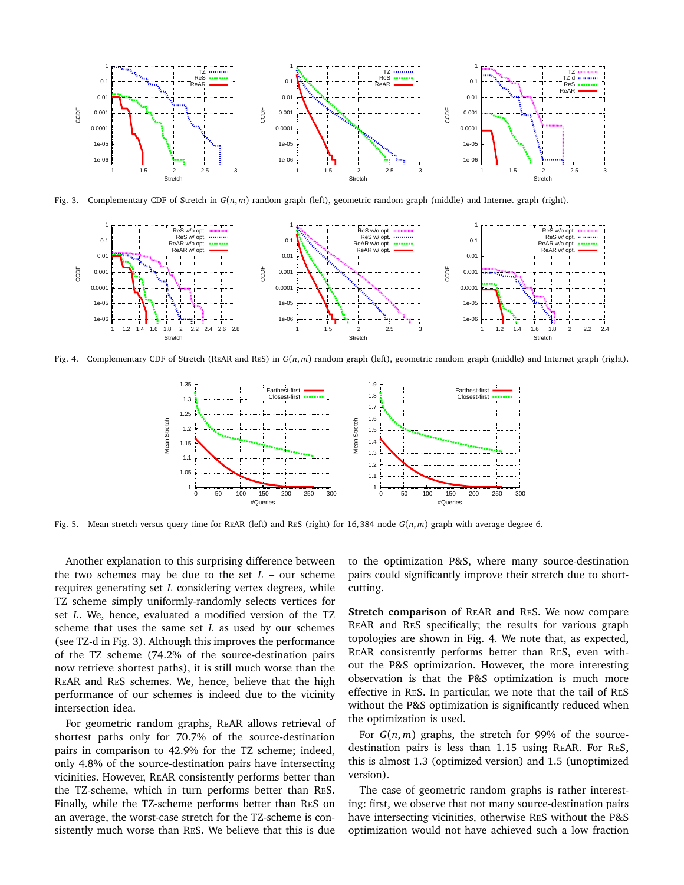Fig. 3. Complementary CDF of Stretch in $G(n,m)$ random graph (left), geometric random graph (middle) and Internet graph (right).

Fig. 4. Complementary CDF of Stretch (ReAR and ReS) in $G(n,m)$ random graph (left), geometric random graph (middle) and Internet graph (right).

Fig. 5. Mean stretch versus query time for ReAR (left) and ReS (right) for 16,384 node $G(n,m)$ graph with average degree 6.

Another explanation to this surprising difference between the two schemes may be due to the set $L$ – our scheme requires generating set $L$ considering vertex degrees, while TZ scheme simply uniformly-randomly selects vertices for set $L$. We, hence, evaluated a modified version of the TZ scheme that uses the same set $L$ as used by our schemes (see TZ-d in Fig. 3). Although this improves the performance of the TZ scheme (74.2% of the source-destination pairs now retrieve shortest paths), it is still much worse than the ReAR and ReS schemes. We, hence, believe that the high performance of our schemes is indeed due to the vicinity intersection idea.

For geometric random graphs, ReAR allows retrieval of shortest paths only for 70.7% of the source-destination pairs in comparison to 42.9% for the TZ scheme; indeed, only 4.8% of the source-destination pairs have intersecting vicinities. However, ReAR consistently performs better than the TZ-scheme, which in turn performs better than ReS. Finally, while the TZ-scheme performs better than ReS on an average, the worst-case stretch for the TZ-scheme is consistently much worse than ReS. We believe that this is due to the optimization P&S, where many source-destination pairs could significantly improve their stretch due to short-cutting.

**Stretch comparison of ReAR and ReS.** We now compare ReAR and ReS specifically; the results for various graph topologies are shown in Fig. 4. We note that, as expected, ReAR consistently performs better than ReS, even without the P&S optimization. However, the more interesting observation is that the P&S optimization is much more effective in ReS. In particular, we note that the tail of ReS without the P&S optimization is significantly reduced when the optimization is used.

For $G(n,m)$ graphs, the stretch for 99% of the source-destination pairs is less than 1.15 using ReAR. For ReS, this is almost 1.3 (optimized version) and 1.5 (unoptimized version).

The case of geometric random graphs is rather interesting: first, we observe that not many source-destination pairs have intersecting vicinities, otherwise ReS without the P&S optimization would not have achieved such a low fraction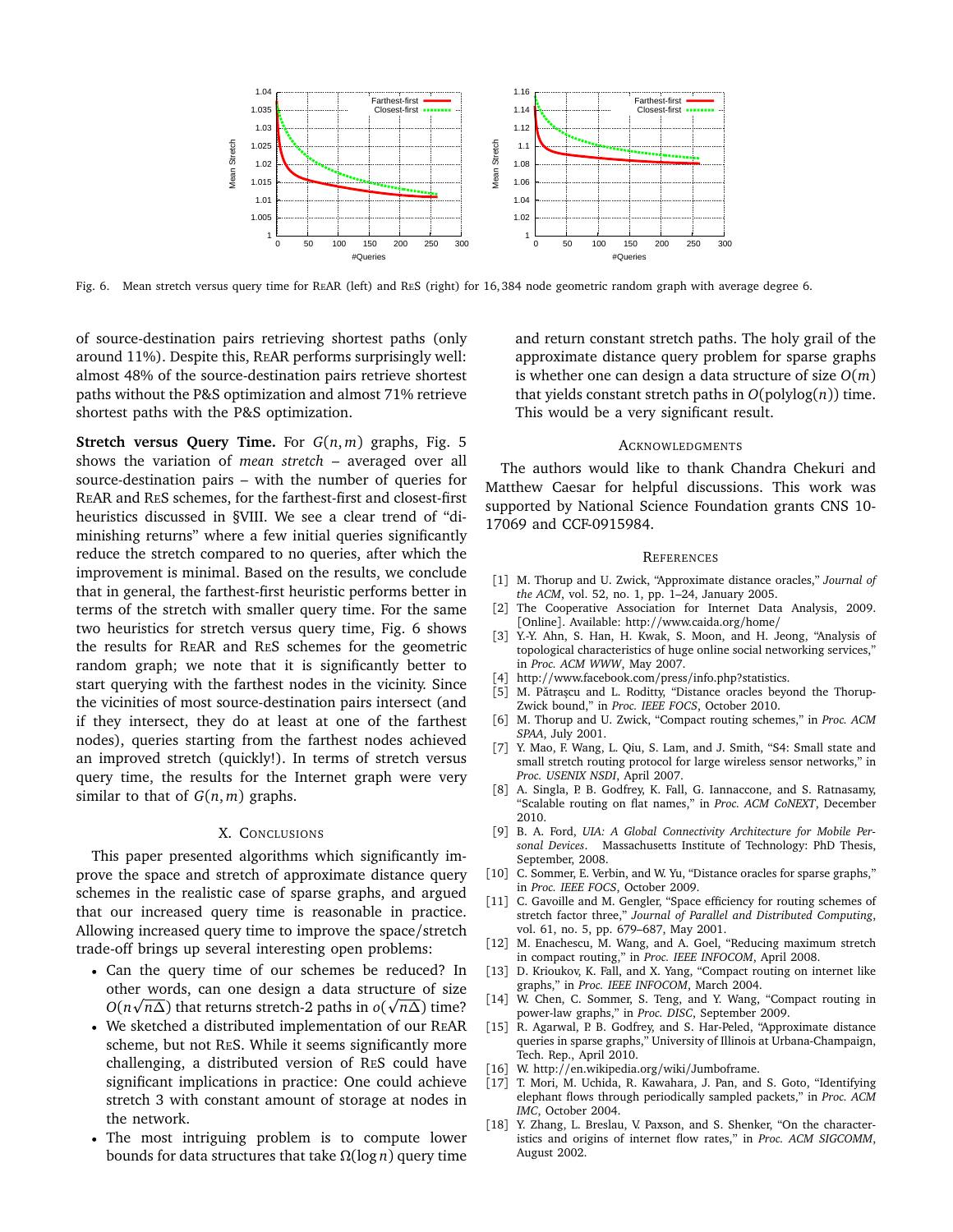Farthest-first
Closest-first
Mean Stretch
#Queries
1.04
1.035
1.03
1.025
1.02
1.015
1.01
1.005
1
0 50 100 150 200 250 300

Farthest-first
Closest-first
Mean Stretch
#Queries
1.16
1.14
1.12
1.1
1.08
1.06
1.04
1.02
1
0 50 100 150 200 250 300

Fig. 6. Mean stretch versus query time for REAR (left) and RES (right) for 16,384 node geometric random graph with average degree 6.

of source-destination pairs retrieving shortest paths (only around 11%). Despite this, REAR performs surprisingly well: almost 48% of the source-destination pairs retrieve shortest paths without the P&S optimization and almost 71% retrieve shortest paths with the P&S optimization.

**Stretch versus Query Time.** For $G(n,m)$ graphs, Fig. 5 shows the variation of *mean stretch* – averaged over all source-destination pairs – with the number of queries for REAR and RES schemes, for the farthest-first and closest-first heuristics discussed in §VIII. We see a clear trend of "diminishing returns" where a few initial queries significantly reduce the stretch compared to no queries, after which the improvement is minimal. Based on the results, we conclude that in general, the farthest-first heuristic performs better in terms of the stretch with smaller query time. For the same two heuristics for stretch versus query time, Fig. 6 shows the results for REAR and RES schemes for the geometric random graph; we note that it is significantly better to start querying with the farthest nodes in the vicinity. Since the vicinities of most source-destination pairs intersect (and if they intersect, they do at least at one of the farthest nodes), queries starting from the farthest nodes achieved an improved stretch (quickly!). In terms of stretch versus query time, the results for the Internet graph were very similar to that of $G(n,m)$ graphs.

## X. Conclusions

This paper presented algorithms which significantly improve the space and stretch of approximate distance query schemes in the realistic case of sparse graphs, and argued that our increased query time is reasonable in practice. Allowing increased query time to improve the space/stretch trade-off brings up several interesting open problems:

- Can the query time of our schemes be reduced? In other words, can one design a data structure of size $O(n\sqrt{n\Delta})$ that returns stretch-2 paths in $o(\sqrt{n\Delta})$ time?
- We sketched a distributed implementation of our REAR scheme, but not RES. While it seems significantly more challenging, a distributed version of RES could have significant implications in practice: One could achieve stretch 3 with constant amount of storage at nodes in the network.
- The most intriguing problem is to compute lower bounds for data structures that take $\Omega(\log n)$ query time and return constant stretch paths. The holy grail of the approximate distance query problem for sparse graphs is whether one can design a data structure of size $O(m)$ that yields constant stretch paths in $O(\text{polylog}(n))$ time. This would be a very significant result.

## Acknowledgments

The authors would like to thank Chandra Chekuri and Matthew Caesar for helpful discussions. This work was supported by National Science Foundation grants CNS 10-17069 and CCF-0915984.

## References

[1] M. Thorup and U. Zwick, "Approximate distance oracles," *Journal of the ACM*, vol. 52, no. 1, pp. 1–24, January 2005.

[2] The Cooperative Association for Internet Data Analysis, 2009. [Online]. Available: http://www.caida.org/home/

[3] Y.-Y. Ahn, S. Han, H. Kwak, S. Moon, and H. Jeong, "Analysis of topological characteristics of huge online social networking services," in *Proc. ACM WWW*, May 2007.

[4] http://www.facebook.com/press/info.php?statistics.

[5] M. Pătraşcu and L. Roditty, "Distance oracles beyond the Thorup-Zwick bound," in *Proc. IEEE FOCS*, October 2010.

[6] M. Thorup and U. Zwick, "Compact routing schemes," in *Proc. ACM SPAA*, July 2001.

[7] Y. Mao, F. Wang, L. Qiu, S. Lam, and J. Smith, "S4: Small state and small stretch routing protocol for large wireless sensor networks," in *Proc. USENIX NSDI*, April 2007.

[8] A. Singla, P. B. Godfrey, K. Fall, G. Iannaccone, and S. Ratnasamy, "Scalable routing on flat names," in *Proc. ACM CoNEXT*, December 2010.

[9] B. A. Ford, *UIA: A Global Connectivity Architecture for Mobile Personal Devices*. Massachusetts Institute of Technology: PhD Thesis, September, 2008.

[10] C. Sommer, E. Verbin, and W. Yu, "Distance oracles for sparse graphs," in *Proc. IEEE FOCS*, October 2009.

[11] C. Gavoille and M. Gengler, "Space efficiency for routing schemes of stretch factor three," *Journal of Parallel and Distributed Computing*, vol. 61, no. 5, pp. 679–687, May 2001.

[12] M. Enachescu, M. Wang, and A. Goel, "Reducing maximum stretch in compact routing," in *Proc. IEEE INFOCOM*, April 2008.

[13] D. Krioukov, K. Fall, and X. Yang, "Compact routing on internet like graphs," in *Proc. IEEE INFOCOM*, March 2004.

[14] W. Chen, C. Sommer, S. Teng, and Y. Wang, "Compact routing in power-law graphs," in *Proc. DISC*, September 2009.

[15] R. Agarwal, P. B. Godfrey, and S. Har-Peled, "Approximate distance queries in sparse graphs," University of Illinois at Urbana-Champaign, Tech. Rep., April 2010.

[16] W. http://en.wikipedia.org/wiki/Jumboframe.

[17] T. Mori, M. Uchida, R. Kawahara, J. Pan, and S. Goto, "Identifying elephant flows through periodically sampled packets," in *Proc. ACM IMC*, October 2004.

[18] Y. Zhang, L. Breslau, V. Paxson, and S. Shenker, "On the characteristics and origins of internet flow rates," in *Proc. ACM SIGCOMM*, August 2002.